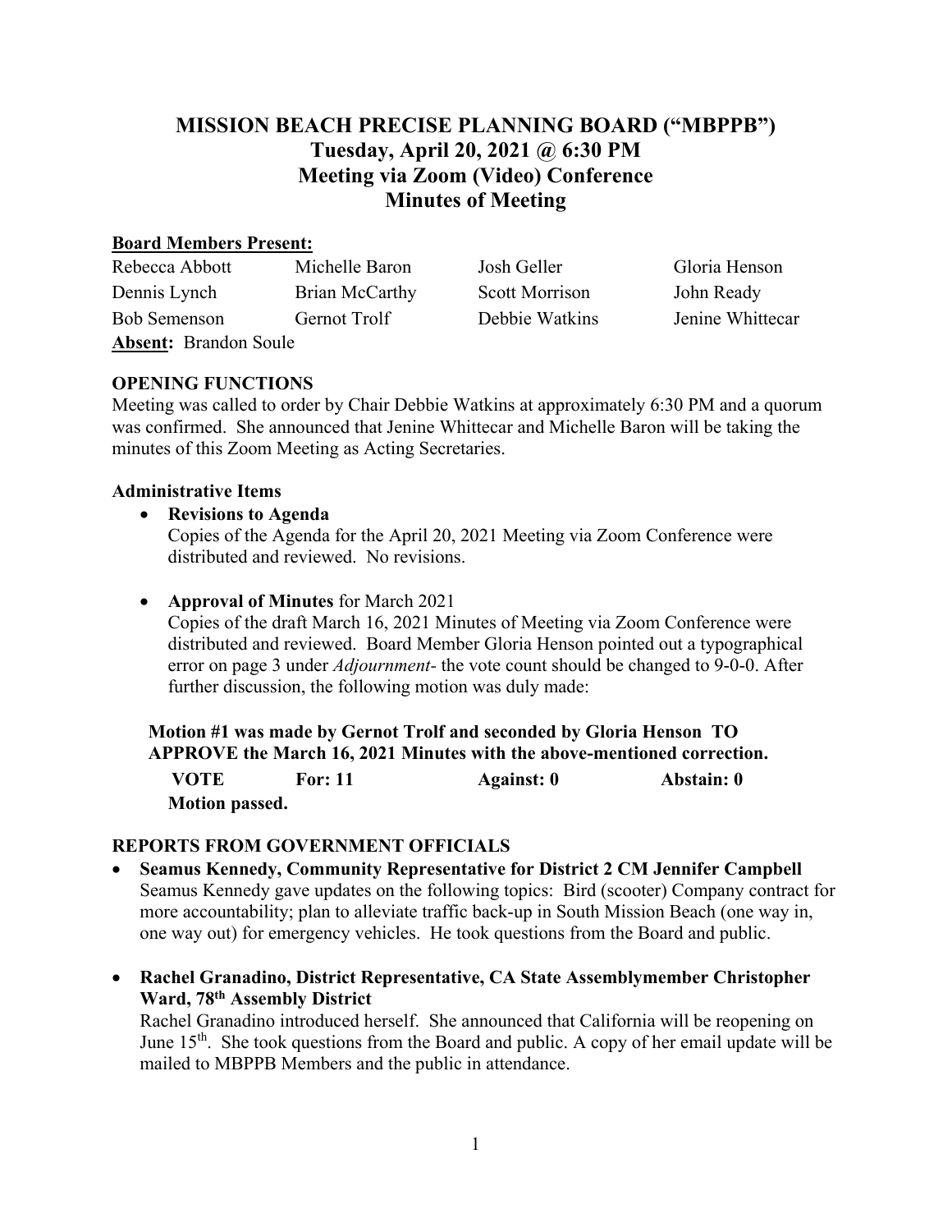# MISSION BEACH PRECISE PLANNING BOARD ("MBPPB")
## Tuesday, April 20, 2021 @ 6:30 PM
## Meeting via Zoom (Video) Conference
## Minutes of Meeting

**Board Members Present:**

| | | | |
|---|---|---|---|
| Rebecca Abbott | Michelle Baron | Josh Geller | Gloria Henson |
| Dennis Lynch | Brian McCarthy | Scott Morrison | John Ready |
| Bob Semenson | Gernot Trolf | Debbie Watkins | Jenine Whittecar |

**Absent:** Brandon Soule

### OPENING FUNCTIONS

Meeting was called to order by Chair Debbie Watkins at approximately 6:30 PM and a quorum was confirmed. She announced that Jenine Whittecar and Michelle Baron will be taking the minutes of this Zoom Meeting as Acting Secretaries.

**Administrative Items**

- **Revisions to Agenda**
  Copies of the Agenda for the April 20, 2021 Meeting via Zoom Conference were distributed and reviewed. No revisions.

- **Approval of Minutes** for March 2021
  Copies of the draft March 16, 2021 Minutes of Meeting via Zoom Conference were distributed and reviewed. Board Member Gloria Henson pointed out a typographical error on page 3 under *Adjournment*- the vote count should be changed to 9-0-0. After further discussion, the following motion was duly made:

**Motion #1 was made by Gernot Trolf and seconded by Gloria Henson TO APPROVE the March 16, 2021 Minutes with the above-mentioned correction.**

**VOTE For: 11 Against: 0 Abstain: 0**

**Motion passed.**

### REPORTS FROM GOVERNMENT OFFICIALS

- **Seamus Kennedy, Community Representative for District 2 CM Jennifer Campbell**
  Seamus Kennedy gave updates on the following topics: Bird (scooter) Company contract for more accountability; plan to alleviate traffic back-up in South Mission Beach (one way in, one way out) for emergency vehicles. He took questions from the Board and public.

- **Rachel Granadino, District Representative, CA State Assemblymember Christopher Ward, 78th Assembly District**
  Rachel Granadino introduced herself. She announced that California will be reopening on June 15th. She took questions from the Board and public. A copy of her email update will be mailed to MBPPB Members and the public in attendance.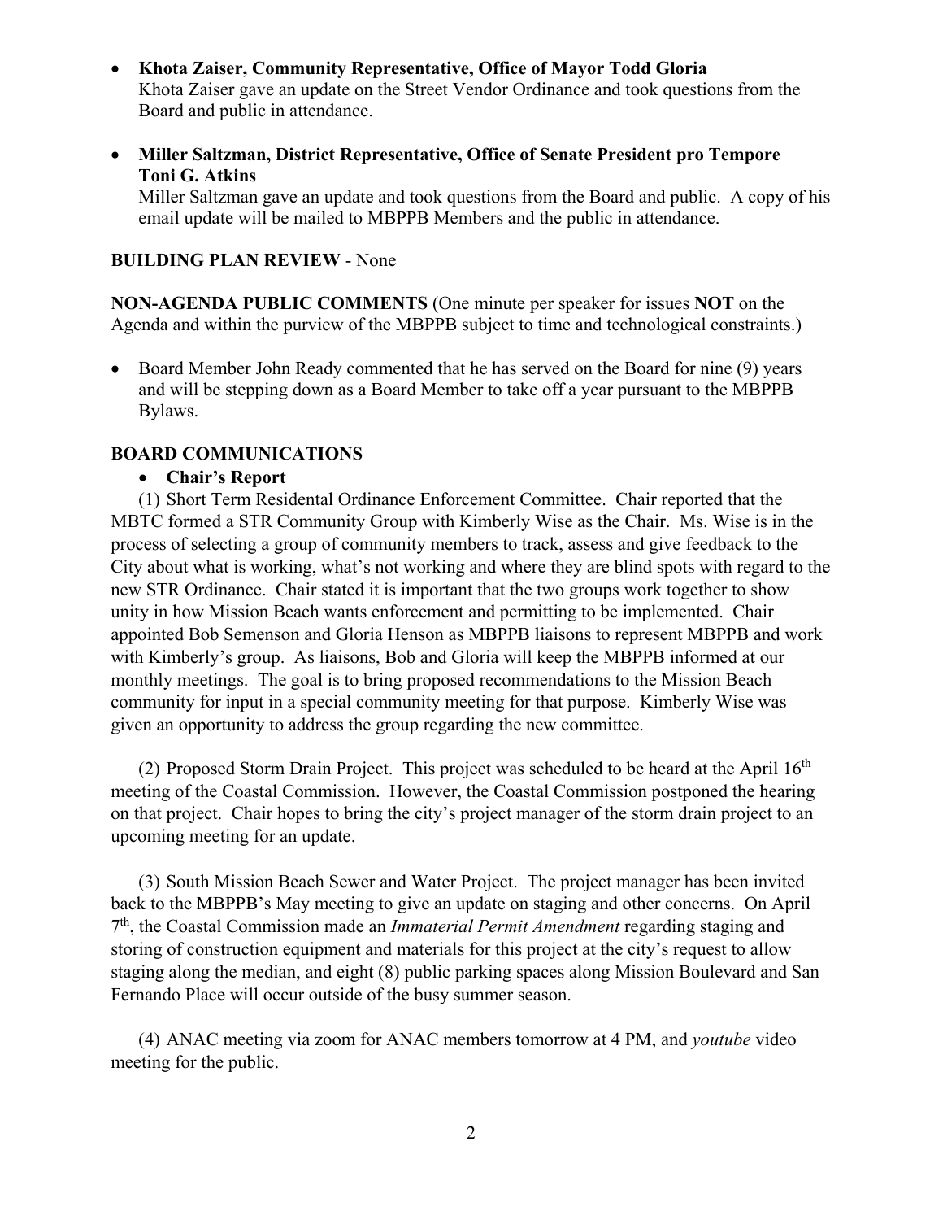- **Khota Zaiser, Community Representative, Office of Mayor Todd Gloria**
  Khota Zaiser gave an update on the Street Vendor Ordinance and took questions from the Board and public in attendance.

- **Miller Saltzman, District Representative, Office of Senate President pro Tempore Toni G. Atkins**
  Miller Saltzman gave an update and took questions from the Board and public. A copy of his email update will be mailed to MBPPB Members and the public in attendance.

**BUILDING PLAN REVIEW** - None

**NON-AGENDA PUBLIC COMMENTS** (One minute per speaker for issues **NOT** on the Agenda and within the purview of the MBPPB subject to time and technological constraints.)

- Board Member John Ready commented that he has served on the Board for nine (9) years and will be stepping down as a Board Member to take off a year pursuant to the MBPPB Bylaws.

**BOARD COMMUNICATIONS**

- **Chair's Report**

(1) Short Term Residental Ordinance Enforcement Committee. Chair reported that the MBTC formed a STR Community Group with Kimberly Wise as the Chair. Ms. Wise is in the process of selecting a group of community members to track, assess and give feedback to the City about what is working, what's not working and where they are blind spots with regard to the new STR Ordinance. Chair stated it is important that the two groups work together to show unity in how Mission Beach wants enforcement and permitting to be implemented. Chair appointed Bob Semenson and Gloria Henson as MBPPB liaisons to represent MBPPB and work with Kimberly's group. As liaisons, Bob and Gloria will keep the MBPPB informed at our monthly meetings. The goal is to bring proposed recommendations to the Mission Beach community for input in a special community meeting for that purpose. Kimberly Wise was given an opportunity to address the group regarding the new committee.

(2) Proposed Storm Drain Project. This project was scheduled to be heard at the April 16th meeting of the Coastal Commission. However, the Coastal Commission postponed the hearing on that project. Chair hopes to bring the city's project manager of the storm drain project to an upcoming meeting for an update.

(3) South Mission Beach Sewer and Water Project. The project manager has been invited back to the MBPPB's May meeting to give an update on staging and other concerns. On April 7th, the Coastal Commission made an *Immaterial Permit Amendment* regarding staging and storing of construction equipment and materials for this project at the city's request to allow staging along the median, and eight (8) public parking spaces along Mission Boulevard and San Fernando Place will occur outside of the busy summer season.

(4) ANAC meeting via zoom for ANAC members tomorrow at 4 PM, and *youtube* video meeting for the public.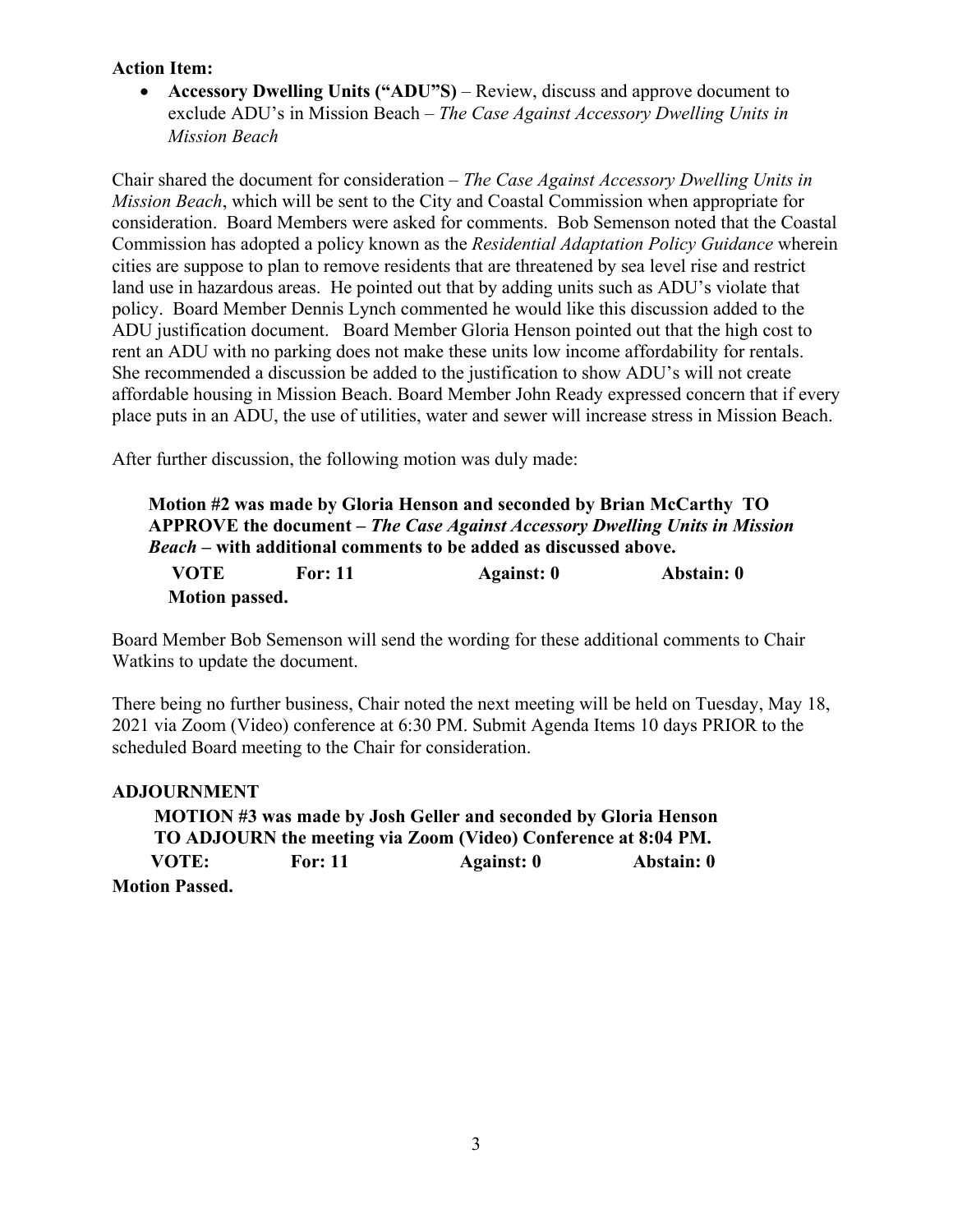**Action Item:**

- **Accessory Dwelling Units ("ADU"S)** – Review, discuss and approve document to exclude ADU's in Mission Beach – *The Case Against Accessory Dwelling Units in Mission Beach*

Chair shared the document for consideration – *The Case Against Accessory Dwelling Units in Mission Beach*, which will be sent to the City and Coastal Commission when appropriate for consideration. Board Members were asked for comments. Bob Semenson noted that the Coastal Commission has adopted a policy known as the *Residential Adaptation Policy Guidance* wherein cities are suppose to plan to remove residents that are threatened by sea level rise and restrict land use in hazardous areas. He pointed out that by adding units such as ADU's violate that policy. Board Member Dennis Lynch commented he would like this discussion added to the ADU justification document. Board Member Gloria Henson pointed out that the high cost to rent an ADU with no parking does not make these units low income affordability for rentals. She recommended a discussion be added to the justification to show ADU's will not create affordable housing in Mission Beach. Board Member John Ready expressed concern that if every place puts in an ADU, the use of utilities, water and sewer will increase stress in Mission Beach.

After further discussion, the following motion was duly made:

**Motion #2 was made by Gloria Henson and seconded by Brian McCarthy TO APPROVE the document – *The Case Against Accessory Dwelling Units in Mission Beach* – with additional comments to be added as discussed above.**

**VOTE For: 11 Against: 0 Abstain: 0**
**Motion passed.**

Board Member Bob Semenson will send the wording for these additional comments to Chair Watkins to update the document.

There being no further business, Chair noted the next meeting will be held on Tuesday, May 18, 2021 via Zoom (Video) conference at 6:30 PM. Submit Agenda Items 10 days PRIOR to the scheduled Board meeting to the Chair for consideration.

**ADJOURNMENT**

**MOTION #3 was made by Josh Geller and seconded by Gloria Henson TO ADJOURN the meeting via Zoom (Video) Conference at 8:04 PM.**

**VOTE: For: 11 Against: 0 Abstain: 0**
**Motion Passed.**